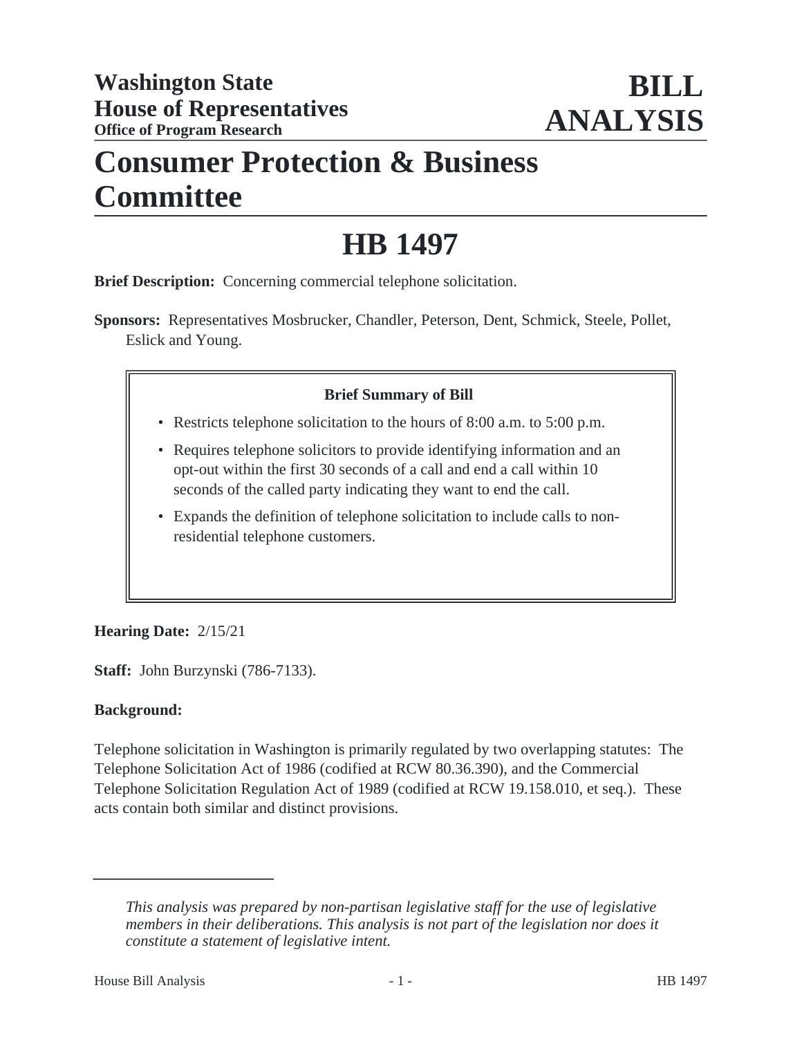**Washington State House of Representatives**
**Office of Program Research**

**BILL ANALYSIS**

# Consumer Protection & Business Committee

# HB 1497

**Brief Description:** Concerning commercial telephone solicitation.

**Sponsors:** Representatives Mosbrucker, Chandler, Peterson, Dent, Schmick, Steele, Pollet, Eslick and Young.

**Brief Summary of Bill**

- Restricts telephone solicitation to the hours of 8:00 a.m. to 5:00 p.m.
- Requires telephone solicitors to provide identifying information and an opt-out within the first 30 seconds of a call and end a call within 10 seconds of the called party indicating they want to end the call.
- Expands the definition of telephone solicitation to include calls to non-residential telephone customers.

**Hearing Date:** 2/15/21

**Staff:** John Burzynski (786-7133).

**Background:**

Telephone solicitation in Washington is primarily regulated by two overlapping statutes: The Telephone Solicitation Act of 1986 (codified at RCW 80.36.390), and the Commercial Telephone Solicitation Regulation Act of 1989 (codified at RCW 19.158.010, et seq.). These acts contain both similar and distinct provisions.

---

*This analysis was prepared by non-partisan legislative staff for the use of legislative members in their deliberations. This analysis is not part of the legislation nor does it constitute a statement of legislative intent.*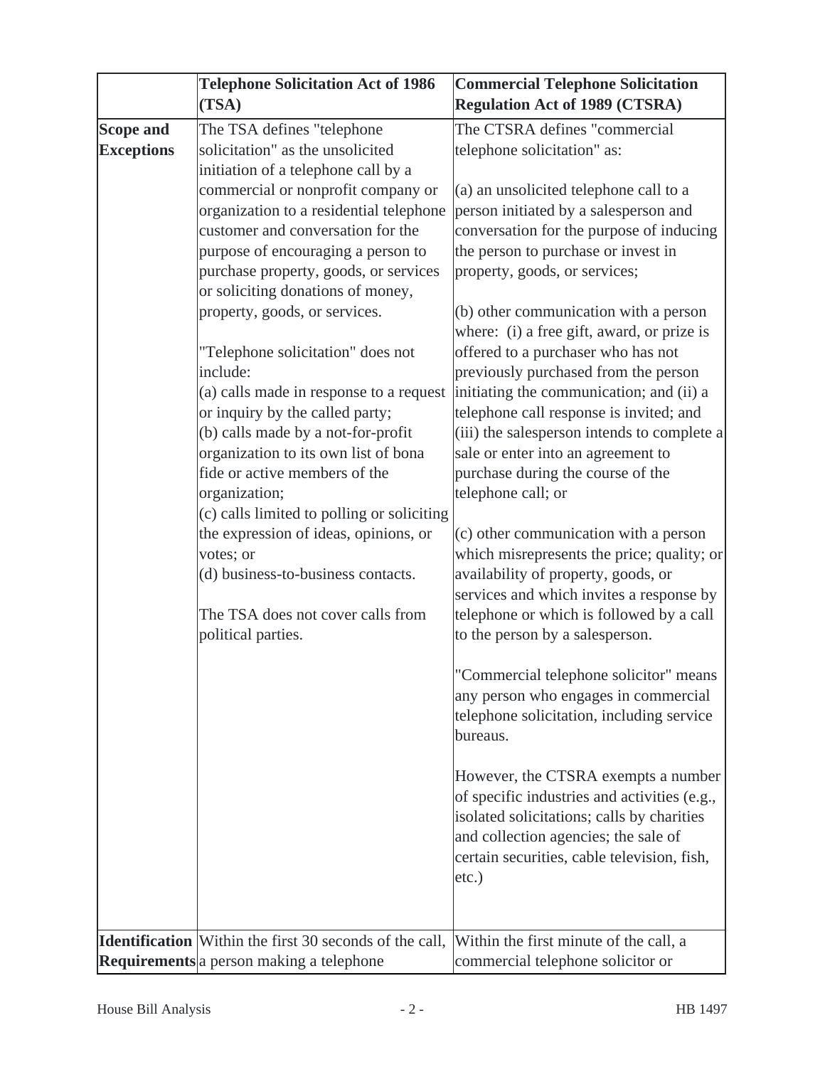| | Telephone Solicitation Act of 1986 (TSA) | Commercial Telephone Solicitation Regulation Act of 1989 (CTSRA) |
|---|---|---|
| **Scope and Exceptions** | The TSA defines "telephone solicitation" as the unsolicited initiation of a telephone call by a commercial or nonprofit company or organization to a residential telephone customer and conversation for the purpose of encouraging a person to purchase property, goods, or services or soliciting donations of money, property, goods, or services.<br><br>"Telephone solicitation" does not include:<br>(a) calls made in response to a request or inquiry by the called party;<br>(b) calls made by a not-for-profit organization to its own list of bona fide or active members of the organization;<br>(c) calls limited to polling or soliciting the expression of ideas, opinions, or votes; or<br>(d) business-to-business contacts.<br><br>The TSA does not cover calls from political parties. | The CTSRA defines "commercial telephone solicitation" as:<br><br>(a) an unsolicited telephone call to a person initiated by a salesperson and conversation for the purpose of inducing the person to purchase or invest in property, goods, or services;<br><br>(b) other communication with a person where: (i) a free gift, award, or prize is offered to a purchaser who has not previously purchased from the person initiating the communication; and (ii) a telephone call response is invited; and (iii) the salesperson intends to complete a sale or enter into an agreement to purchase during the course of the telephone call; or<br><br>(c) other communication with a person which misrepresents the price; quality; or availability of property, goods, or services and which invites a response by telephone or which is followed by a call to the person by a salesperson.<br><br>"Commercial telephone solicitor" means any person who engages in commercial telephone solicitation, including service bureaus.<br><br>However, the CTSRA exempts a number of specific industries and activities (e.g., isolated solicitations; calls by charities and collection agencies; the sale of certain securities, cable television, fish, etc.) |
| **Identification Requirements** | Within the first 30 seconds of the call, a person making a telephone | Within the first minute of the call, a commercial telephone solicitor or |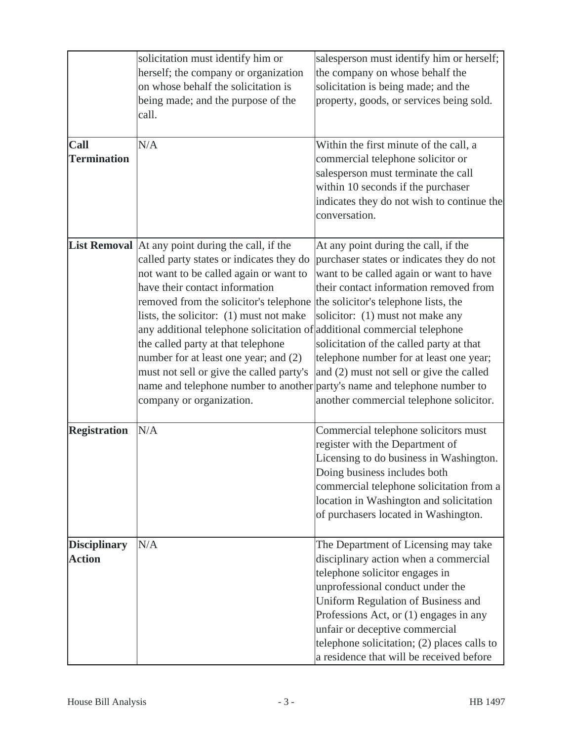| | | |
|---|---|---|
| | solicitation must identify him or herself; the company or organization on whose behalf the solicitation is being made; and the purpose of the call. | salesperson must identify him or herself; the company on whose behalf the solicitation is being made; and the property, goods, or services being sold. |
| **Call Termination** | N/A | Within the first minute of the call, a commercial telephone solicitor or salesperson must terminate the call within 10 seconds if the purchaser indicates they do not wish to continue the conversation. |
| **List Removal** | At any point during the call, if the called party states or indicates they do not want to be called again or want to have their contact information removed from the solicitor's telephone lists, the solicitor: (1) must not make any additional telephone solicitation of the called party at that telephone number for at least one year; and (2) must not sell or give the called party's name and telephone number to another company or organization. | At any point during the call, if the purchaser states or indicates they do not want to be called again or want to have their contact information removed from the solicitor's telephone lists, the solicitor: (1) must not make any additional commercial telephone solicitation of the called party at that telephone number for at least one year; and (2) must not sell or give the called party's name and telephone number to another commercial telephone solicitor. |
| **Registration** | N/A | Commercial telephone solicitors must register with the Department of Licensing to do business in Washington. Doing business includes both commercial telephone solicitation from a location in Washington and solicitation of purchasers located in Washington. |
| **Disciplinary Action** | N/A | The Department of Licensing may take disciplinary action when a commercial telephone solicitor engages in unprofessional conduct under the Uniform Regulation of Business and Professions Act, or (1) engages in any unfair or deceptive commercial telephone solicitation; (2) places calls to a residence that will be received before |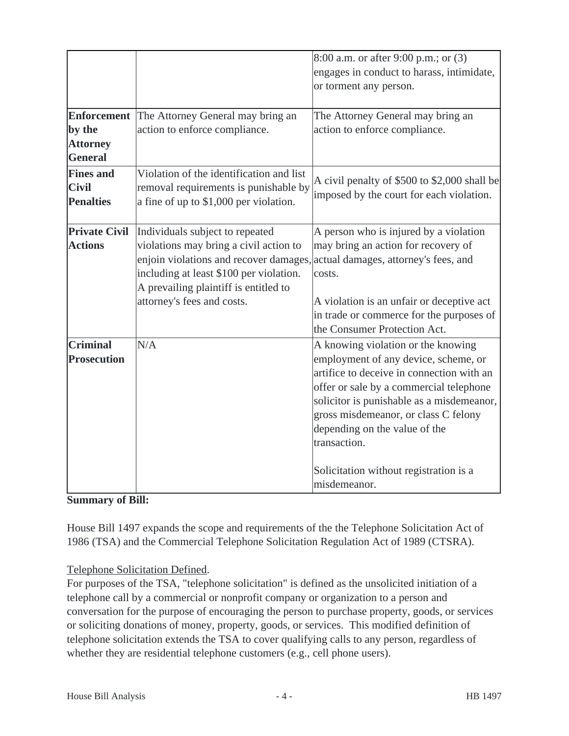| | | |
|---|---|---|
| | | 8:00 a.m. or after 9:00 p.m.; or (3) engages in conduct to harass, intimidate, or torment any person. |
| **Enforcement by the Attorney General** | The Attorney General may bring an action to enforce compliance. | The Attorney General may bring an action to enforce compliance. |
| **Fines and Civil Penalties** | Violation of the identification and list removal requirements is punishable by a fine of up to $1,000 per violation. | A civil penalty of $500 to $2,000 shall be imposed by the court for each violation. |
| **Private Civil Actions** | Individuals subject to repeated violations may bring a civil action to enjoin violations and recover damages, including at least $100 per violation. A prevailing plaintiff is entitled to attorney's fees and costs. | A person who is injured by a violation may bring an action for recovery of actual damages, attorney's fees, and costs.<br><br>A violation is an unfair or deceptive act in trade or commerce for the purposes of the Consumer Protection Act. |
| **Criminal Prosecution** | N/A | A knowing violation or the knowing employment of any device, scheme, or artifice to deceive in connection with an offer or sale by a commercial telephone solicitor is punishable as a misdemeanor, gross misdemeanor, or class C felony depending on the value of the transaction.<br><br>Solicitation without registration is a misdemeanor. |

**Summary of Bill:**

House Bill 1497 expands the scope and requirements of the the Telephone Solicitation Act of 1986 (TSA) and the Commercial Telephone Solicitation Regulation Act of 1989 (CTSRA).

Telephone Solicitation Defined.

For purposes of the TSA, "telephone solicitation" is defined as the unsolicited initiation of a telephone call by a commercial or nonprofit company or organization to a person and conversation for the purpose of encouraging the person to purchase property, goods, or services or soliciting donations of money, property, goods, or services. This modified definition of telephone solicitation extends the TSA to cover qualifying calls to any person, regardless of whether they are residential telephone customers (e.g., cell phone users).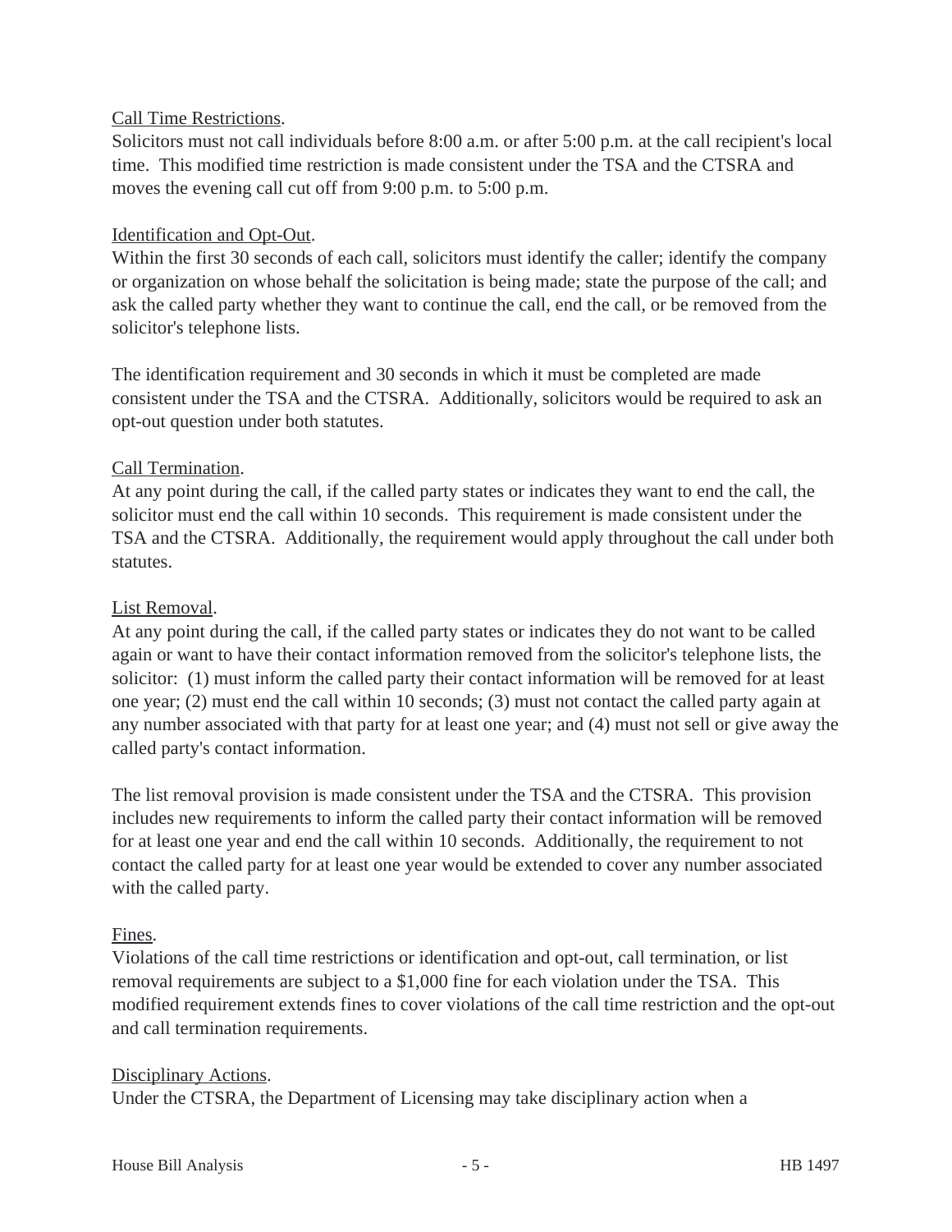Call Time Restrictions.

Solicitors must not call individuals before 8:00 a.m. or after 5:00 p.m. at the call recipient's local time. This modified time restriction is made consistent under the TSA and the CTSRA and moves the evening call cut off from 9:00 p.m. to 5:00 p.m.

Identification and Opt-Out.

Within the first 30 seconds of each call, solicitors must identify the caller; identify the company or organization on whose behalf the solicitation is being made; state the purpose of the call; and ask the called party whether they want to continue the call, end the call, or be removed from the solicitor's telephone lists.

The identification requirement and 30 seconds in which it must be completed are made consistent under the TSA and the CTSRA. Additionally, solicitors would be required to ask an opt-out question under both statutes.

Call Termination.

At any point during the call, if the called party states or indicates they want to end the call, the solicitor must end the call within 10 seconds. This requirement is made consistent under the TSA and the CTSRA. Additionally, the requirement would apply throughout the call under both statutes.

List Removal.

At any point during the call, if the called party states or indicates they do not want to be called again or want to have their contact information removed from the solicitor's telephone lists, the solicitor: (1) must inform the called party their contact information will be removed for at least one year; (2) must end the call within 10 seconds; (3) must not contact the called party again at any number associated with that party for at least one year; and (4) must not sell or give away the called party's contact information.

The list removal provision is made consistent under the TSA and the CTSRA. This provision includes new requirements to inform the called party their contact information will be removed for at least one year and end the call within 10 seconds. Additionally, the requirement to not contact the called party for at least one year would be extended to cover any number associated with the called party.

Fines.

Violations of the call time restrictions or identification and opt-out, call termination, or list removal requirements are subject to a $1,000 fine for each violation under the TSA. This modified requirement extends fines to cover violations of the call time restriction and the opt-out and call termination requirements.

Disciplinary Actions.

Under the CTSRA, the Department of Licensing may take disciplinary action when a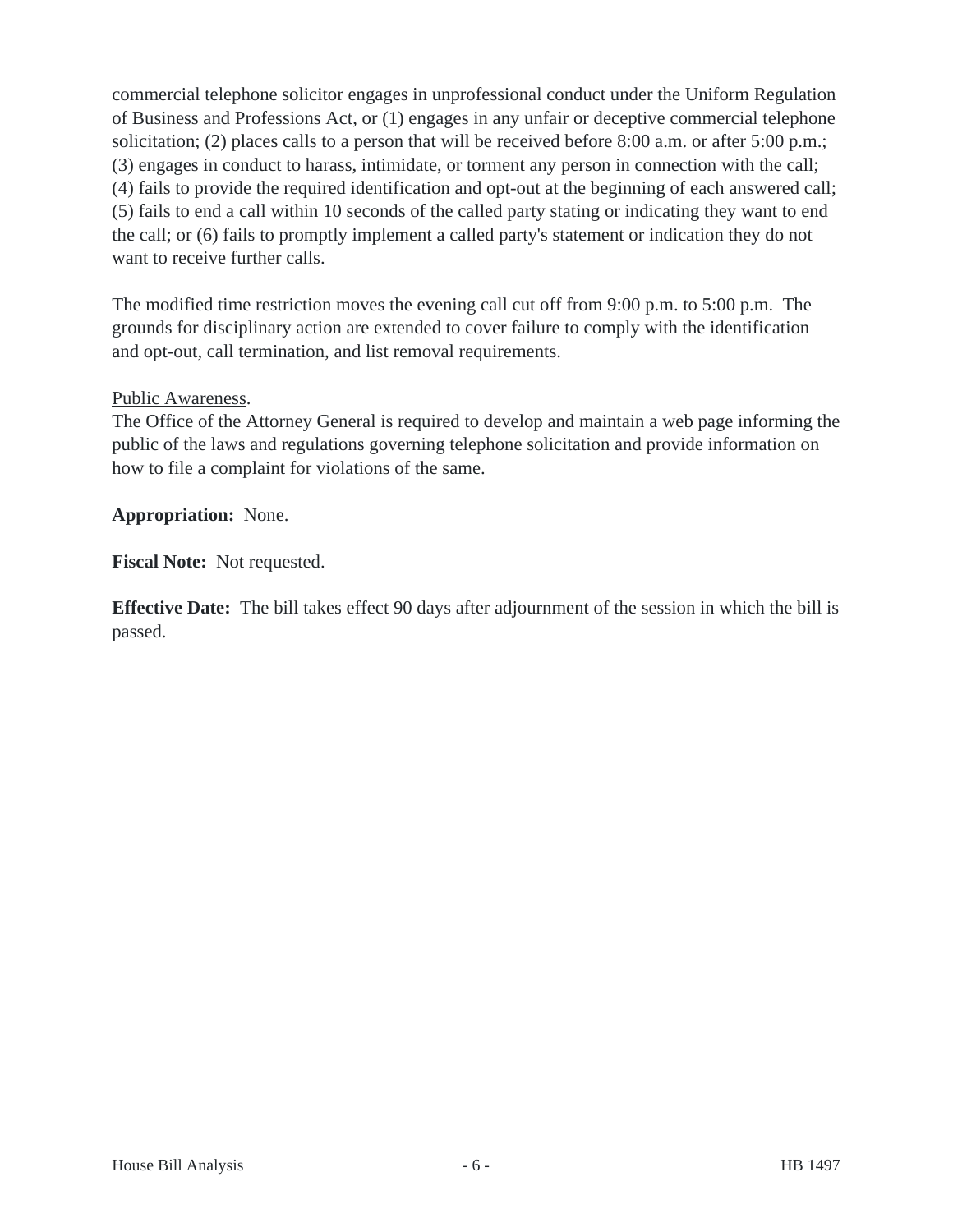commercial telephone solicitor engages in unprofessional conduct under the Uniform Regulation of Business and Professions Act, or (1) engages in any unfair or deceptive commercial telephone solicitation; (2) places calls to a person that will be received before 8:00 a.m. or after 5:00 p.m.; (3) engages in conduct to harass, intimidate, or torment any person in connection with the call; (4) fails to provide the required identification and opt-out at the beginning of each answered call; (5) fails to end a call within 10 seconds of the called party stating or indicating they want to end the call; or (6) fails to promptly implement a called party's statement or indication they do not want to receive further calls.

The modified time restriction moves the evening call cut off from 9:00 p.m. to 5:00 p.m. The grounds for disciplinary action are extended to cover failure to comply with the identification and opt-out, call termination, and list removal requirements.

Public Awareness.

The Office of the Attorney General is required to develop and maintain a web page informing the public of the laws and regulations governing telephone solicitation and provide information on how to file a complaint for violations of the same.

**Appropriation:** None.

**Fiscal Note:** Not requested.

**Effective Date:** The bill takes effect 90 days after adjournment of the session in which the bill is passed.